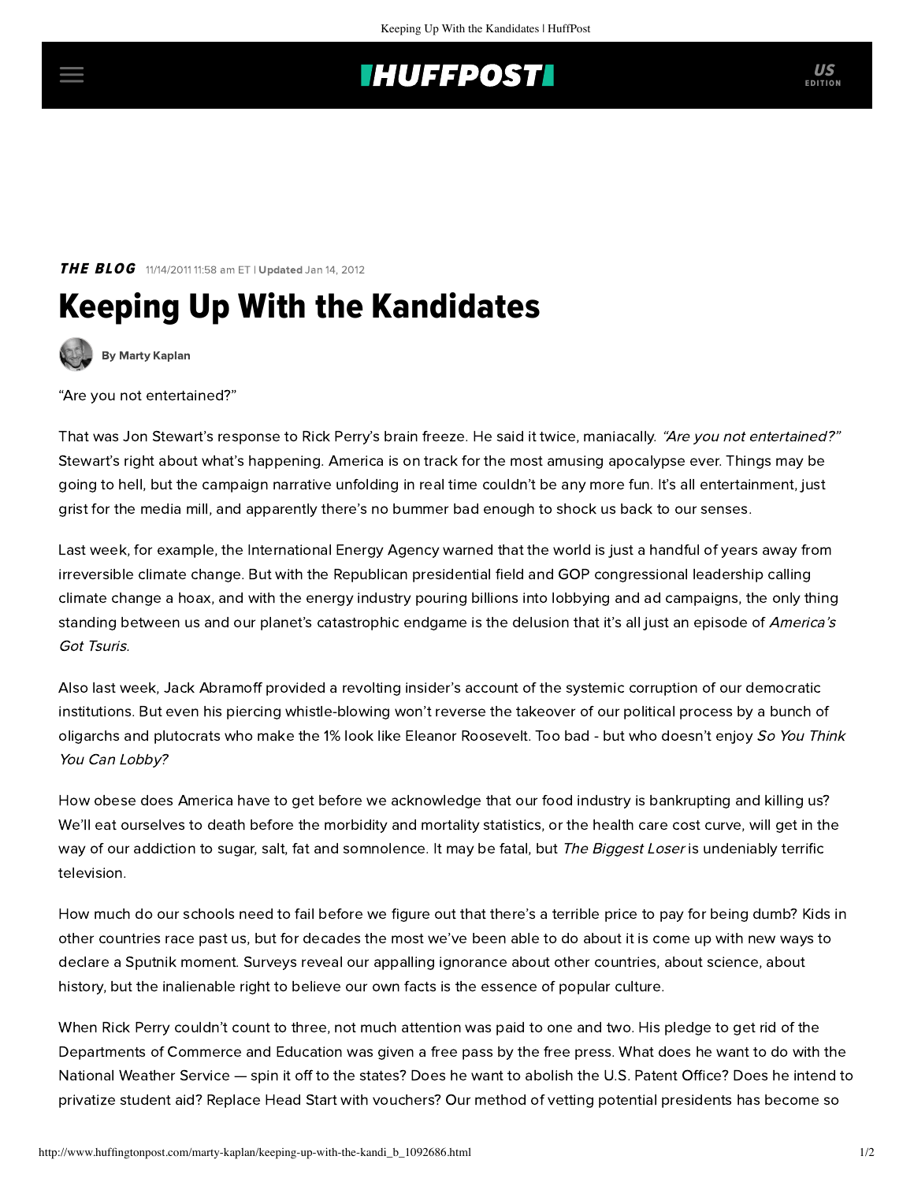**THE BLOG** 11/14/2011 11:58 am ET | **Updated** Jan 14, 2012

# Keeping Up With the Kandidates

By Marty Kaplan

"Are you not entertained?"

That was Jon Stewart's response to Rick Perry's brain freeze. He said it twice, maniacally. *"Are you not entertained?"* Stewart's right about what's happening. America is on track for the most amusing apocalypse ever. Things may be going to hell, but the campaign narrative unfolding in real time couldn't be any more fun. It's all entertainment, just grist for the media mill, and apparently there's no bummer bad enough to shock us back to our senses.

Last week, for example, the International Energy Agency warned that the world is just a handful of years away from irreversible climate change. But with the Republican presidential field and GOP congressional leadership calling climate change a hoax, and with the energy industry pouring billions into lobbying and ad campaigns, the only thing standing between us and our planet's catastrophic endgame is the delusion that it's all just an episode of *America's Got Tsuris*.

Also last week, Jack Abramoff provided a revolting insider's account of the systemic corruption of our democratic institutions. But even his piercing whistle-blowing won't reverse the takeover of our political process by a bunch of oligarchs and plutocrats who make the 1% look like Eleanor Roosevelt. Too bad - but who doesn't enjoy *So You Think You Can Lobby?*

How obese does America have to get before we acknowledge that our food industry is bankrupting and killing us? We'll eat ourselves to death before the morbidity and mortality statistics, or the health care cost curve, will get in the way of our addiction to sugar, salt, fat and somnolence. It may be fatal, but *The Biggest Loser* is undeniably terrific television.

How much do our schools need to fail before we figure out that there's a terrible price to pay for being dumb? Kids in other countries race past us, but for decades the most we've been able to do about it is come up with new ways to declare a Sputnik moment. Surveys reveal our appalling ignorance about other countries, about science, about history, but the inalienable right to believe our own facts is the essence of popular culture.

When Rick Perry couldn't count to three, not much attention was paid to one and two. His pledge to get rid of the Departments of Commerce and Education was given a free pass by the free press. What does he want to do with the National Weather Service — spin it off to the states? Does he want to abolish the U.S. Patent Office? Does he intend to privatize student aid? Replace Head Start with vouchers? Our method of vetting potential presidents has become so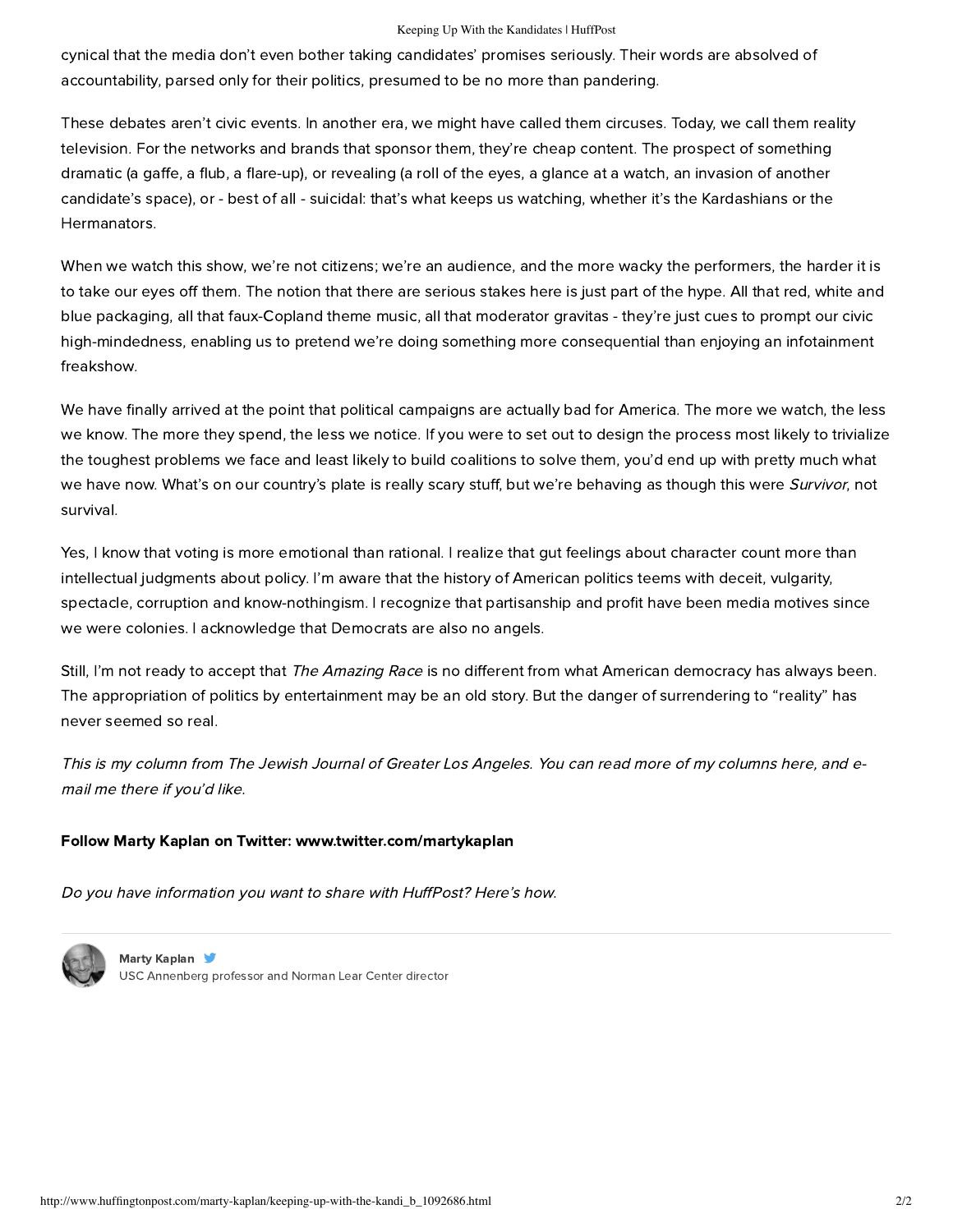cynical that the media don't even bother taking candidates' promises seriously. Their words are absolved of accountability, parsed only for their politics, presumed to be no more than pandering.

These debates aren't civic events. In another era, we might have called them circuses. Today, we call them reality television. For the networks and brands that sponsor them, they're cheap content. The prospect of something dramatic (a gaffe, a flub, a flare-up), or revealing (a roll of the eyes, a glance at a watch, an invasion of another candidate's space), or - best of all - suicidal: that's what keeps us watching, whether it's the Kardashians or the Hermanators.

When we watch this show, we're not citizens; we're an audience, and the more wacky the performers, the harder it is to take our eyes off them. The notion that there are serious stakes here is just part of the hype. All that red, white and blue packaging, all that faux-Copland theme music, all that moderator gravitas - they're just cues to prompt our civic high-mindedness, enabling us to pretend we're doing something more consequential than enjoying an infotainment freakshow.

We have finally arrived at the point that political campaigns are actually bad for America. The more we watch, the less we know. The more they spend, the less we notice. If you were to set out to design the process most likely to trivialize the toughest problems we face and least likely to build coalitions to solve them, you'd end up with pretty much what we have now. What's on our country's plate is really scary stuff, but we're behaving as though this were *Survivor*, not survival.

Yes, I know that voting is more emotional than rational. I realize that gut feelings about character count more than intellectual judgments about policy. I'm aware that the history of American politics teems with deceit, vulgarity, spectacle, corruption and know-nothingism. I recognize that partisanship and profit have been media motives since we were colonies. I acknowledge that Democrats are also no angels.

Still, I'm not ready to accept that *The Amazing Race* is no different from what American democracy has always been. The appropriation of politics by entertainment may be an old story. But the danger of surrendering to "reality" has never seemed so real.

*This is my column from The Jewish Journal of Greater Los Angeles. You can read more of my columns here, and e-mail me there if you'd like.*

**Follow Marty Kaplan on Twitter: www.twitter.com/martykaplan**

*Do you have information you want to share with HuffPost? Here's how.*

**Marty Kaplan**
USC Annenberg professor and Norman Lear Center director